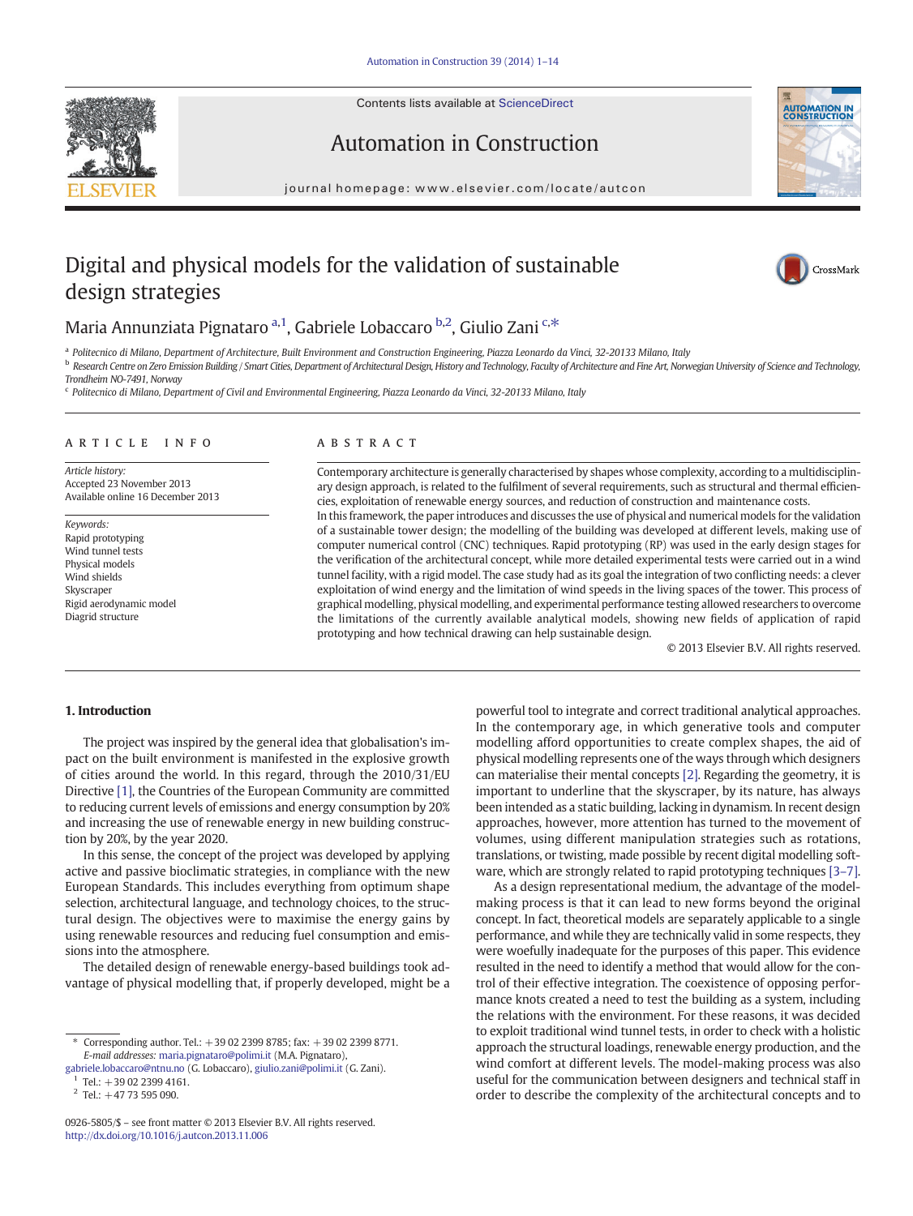# Digital and physical models for the validation of sustainable design strategies

Maria Annunziata Pignataro [a,1], Gabriele Lobaccaro [b,2], Giulio Zani [c,*]

[a] Politecnico di Milano, Department of Architecture, Built Environment and Construction Engineering, Piazza Leonardo da Vinci, 32-20133 Milano, Italy

[b] Research Centre on Zero Emission Building / Smart Cities, Department of Architectural Design, History and Technology, Faculty of Architecture and Fine Art, Norwegian University of Science and Technology, Trondheim NO-7491, Norway

[c] Politecnico di Milano, Department of Civil and Environmental Engineering, Piazza Leonardo da Vinci, 32-20133 Milano, Italy

## ARTICLE INFO

*Article history:*
Accepted 23 November 2013
Available online 16 December 2013

*Keywords:*
Rapid prototyping
Wind tunnel tests
Physical models
Wind shields
Skyscraper
Rigid aerodynamic model
Diagrid structure

## ABSTRACT

Contemporary architecture is generally characterised by shapes whose complexity, according to a multidisciplinary design approach, is related to the fulfilment of several requirements, such as structural and thermal efficiencies, exploitation of renewable energy sources, and reduction of construction and maintenance costs.

In this framework, the paper introduces and discusses the use of physical and numerical models for the validation of a sustainable tower design; the modelling of the building was developed at different levels, making use of computer numerical control (CNC) techniques. Rapid prototyping (RP) was used in the early design stages for the verification of the architectural concept, while more detailed experimental tests were carried out in a wind tunnel facility, with a rigid model. The case study had as its goal the integration of two conflicting needs: a clever exploitation of wind energy and the limitation of wind speeds in the living spaces of the tower. This process of graphical modelling, physical modelling, and experimental performance testing allowed researchers to overcome the limitations of the currently available analytical models, showing new fields of application of rapid prototyping and how technical drawing can help sustainable design.

© 2013 Elsevier B.V. All rights reserved.

## 1. Introduction

The project was inspired by the general idea that globalisation's impact on the built environment is manifested in the explosive growth of cities around the world. In this regard, through the 2010/31/EU Directive [1], the Countries of the European Community are committed to reducing current levels of emissions and energy consumption by 20% and increasing the use of renewable energy in new building construction by 20%, by the year 2020.

In this sense, the concept of the project was developed by applying active and passive bioclimatic strategies, in compliance with the new European Standards. This includes everything from optimum shape selection, architectural language, and technology choices, to the structural design. The objectives were to maximise the energy gains by using renewable resources and reducing fuel consumption and emissions into the atmosphere.

The detailed design of renewable energy-based buildings took advantage of physical modelling that, if properly developed, might be a powerful tool to integrate and correct traditional analytical approaches. In the contemporary age, in which generative tools and computer modelling afford opportunities to create complex shapes, the aid of physical modelling represents one of the ways through which designers can materialise their mental concepts [2]. Regarding the geometry, it is important to underline that the skyscraper, by its nature, has always been intended as a static building, lacking in dynamism. In recent design approaches, however, more attention has turned to the movement of volumes, using different manipulation strategies such as rotations, translations, or twisting, made possible by recent digital modelling software, which are strongly related to rapid prototyping techniques [3–7].

As a design representational medium, the advantage of the model-making process is that it can lead to new forms beyond the original concept. In fact, theoretical models are separately applicable to a single performance, and while they are technically valid in some respects, they were woefully inadequate for the purposes of this paper. This evidence resulted in the need to identify a method that would allow for the control of their effective integration. The coexistence of opposing performance knots created a need to test the building as a system, including the relations with the environment. For these reasons, it was decided to exploit traditional wind tunnel tests, in order to check with a holistic approach the structural loadings, renewable energy production, and the wind comfort at different levels. The model-making process was also useful for the communication between designers and technical staff in order to describe the complexity of the architectural concepts and to

---

* Corresponding author. Tel.: +39 02 2399 8785; fax: +39 02 2399 8771.
*E-mail addresses:* maria.pignataro@polimi.it (M.A. Pignataro), gabriele.lobaccaro@ntnu.no (G. Lobaccaro), giulio.zani@polimi.it (G. Zani).

[1] Tel.: +39 02 2399 4161.

[2] Tel.: +47 73 595 090.

0926-5805/$ – see front matter © 2013 Elsevier B.V. All rights reserved.
http://dx.doi.org/10.1016/j.autcon.2013.11.006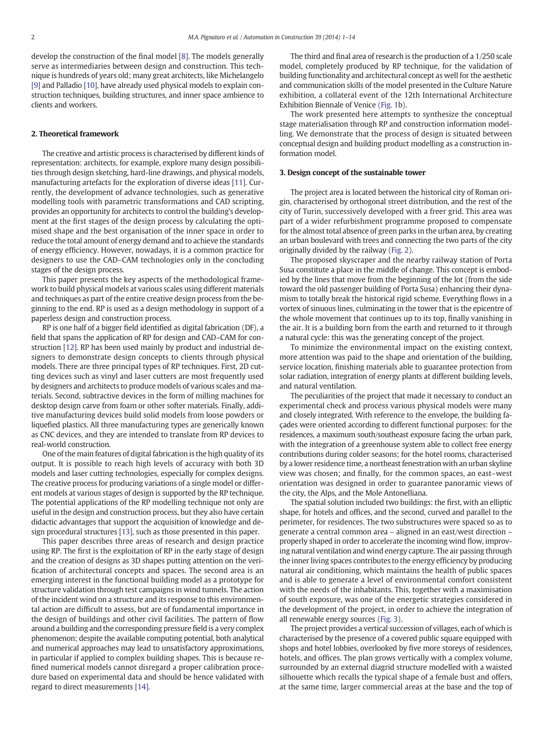develop the construction of the final model [8]. The models generally serve as intermediaries between design and construction. This technique is hundreds of years old; many great architects, like Michelangelo [9] and Palladio [10], have already used physical models to explain construction techniques, building structures, and inner space ambience to clients and workers.

## 2. Theoretical framework

The creative and artistic process is characterised by different kinds of representation: architects, for example, explore many design possibilities through design sketching, hard-line drawings, and physical models, manufacturing artefacts for the exploration of diverse ideas [11]. Currently, the development of advance technologies, such as generative modelling tools with parametric transformations and CAD scripting, provides an opportunity for architects to control the building's development at the first stages of the design process by calculating the optimised shape and the best organisation of the inner space in order to reduce the total amount of energy demand and to achieve the standards of energy efficiency. However, nowadays, it is a common practice for designers to use the CAD–CAM technologies only in the concluding stages of the design process.

This paper presents the key aspects of the methodological framework to build physical models at various scales using different materials and techniques as part of the entire creative design process from the beginning to the end. RP is used as a design methodology in support of a paperless design and construction process.

RP is one half of a bigger field identified as digital fabrication (DF), a field that spans the application of RP for design and CAD–CAM for construction [12]. RP has been used mainly by product and industrial designers to demonstrate design concepts to clients through physical models. There are three principal types of RP techniques. First, 2D cutting devices such as vinyl and laser cutters are most frequently used by designers and architects to produce models of various scales and materials. Second, subtractive devices in the form of milling machines for desktop design carve from foam or other softer materials. Finally, additive manufacturing devices build solid models from loose powders or liquefied plastics. All three manufacturing types are generically known as CNC devices, and they are intended to translate from RP devices to real-world construction.

One of the main features of digital fabrication is the high quality of its output. It is possible to reach high levels of accuracy with both 3D models and laser cutting technologies, especially for complex designs. The creative process for producing variations of a single model or different models at various stages of design is supported by the RP technique. The potential applications of the RP modelling technique not only are useful in the design and construction process, but they also have certain didactic advantages that support the acquisition of knowledge and design procedural structures [13], such as those presented in this paper.

This paper describes three areas of research and design practice using RP. The first is the exploitation of RP in the early stage of design and the creation of designs as 3D shapes putting attention on the verification of architectural concepts and spaces. The second area is an emerging interest in the functional building model as a prototype for structure validation through test campaigns in wind tunnels. The action of the incident wind on a structure and its response to this environmental action are difficult to assess, but are of fundamental importance in the design of buildings and other civil facilities. The pattern of flow around a building and the corresponding pressure field is a very complex phenomenon; despite the available computing potential, both analytical and numerical approaches may lead to unsatisfactory approximations, in particular if applied to complex building shapes. This is because refined numerical models cannot disregard a proper calibration procedure based on experimental data and should be hence validated with regard to direct measurements [14].

The third and final area of research is the production of a 1/250 scale model, completely produced by RP technique, for the validation of building functionality and architectural concept as well for the aesthetic and communication skills of the model presented in the Culture Nature exhibition, a collateral event of the 12th International Architecture Exhibition Biennale of Venice (Fig. 1b).

The work presented here attempts to synthesize the conceptual stage materialisation through RP and construction information modelling. We demonstrate that the process of design is situated between conceptual design and building product modelling as a construction information model.

## 3. Design concept of the sustainable tower

The project area is located between the historical city of Roman origin, characterised by orthogonal street distribution, and the rest of the city of Turin, successively developed with a freer grid. This area was part of a wider refurbishment programme proposed to compensate for the almost total absence of green parks in the urban area, by creating an urban boulevard with trees and connecting the two parts of the city originally divided by the railway (Fig. 2).

The proposed skyscraper and the nearby railway station of Porta Susa constitute a place in the middle of change. This concept is embodied by the lines that move from the beginning of the lot (from the side toward the old passenger building of Porta Susa) enhancing their dynamism to totally break the historical rigid scheme. Everything flows in a vortex of sinuous lines, culminating in the tower that is the epicentre of the whole movement that continues up to its top, finally vanishing in the air. It is a building born from the earth and returned to it through a natural cycle: this was the generating concept of the project.

To minimize the environmental impact on the existing context, more attention was paid to the shape and orientation of the building, service location, finishing materials able to guarantee protection from solar radiation, integration of energy plants at different building levels, and natural ventilation.

The peculiarities of the project that made it necessary to conduct an experimental check and process various physical models were many and closely integrated. With reference to the envelope, the building façades were oriented according to different functional purposes: for the residences, a maximum south/southeast exposure facing the urban park, with the integration of a greenhouse system able to collect free energy contributions during colder seasons; for the hotel rooms, characterised by a lower residence time, a northeast fenestration with an urban skyline view was chosen; and finally, for the common spaces, an east–west orientation was designed in order to guarantee panoramic views of the city, the Alps, and the Mole Antonelliana.

The spatial solution included two buildings: the first, with an elliptic shape, for hotels and offices, and the second, curved and parallel to the perimeter, for residences. The two substructures were spaced so as to generate a central common area – aligned in an east/west direction – properly shaped in order to accelerate the incoming wind flow, improving natural ventilation and wind energy capture. The air passing through the inner living spaces contributes to the energy efficiency by producing natural air conditioning, which maintains the health of public spaces and is able to generate a level of environmental comfort consistent with the needs of the inhabitants. This, together with a maximisation of south exposure, was one of the energetic strategies considered in the development of the project, in order to achieve the integration of all renewable energy sources (Fig. 3).

The project provides a vertical succession of villages, each of which is characterised by the presence of a covered public square equipped with shops and hotel lobbies, overlooked by five more storeys of residences, hotels, and offices. The plan grows vertically with a complex volume, surrounded by an external diagrid structure modelled with a waisted silhouette which recalls the typical shape of a female bust and offers, at the same time, larger commercial areas at the base and the top of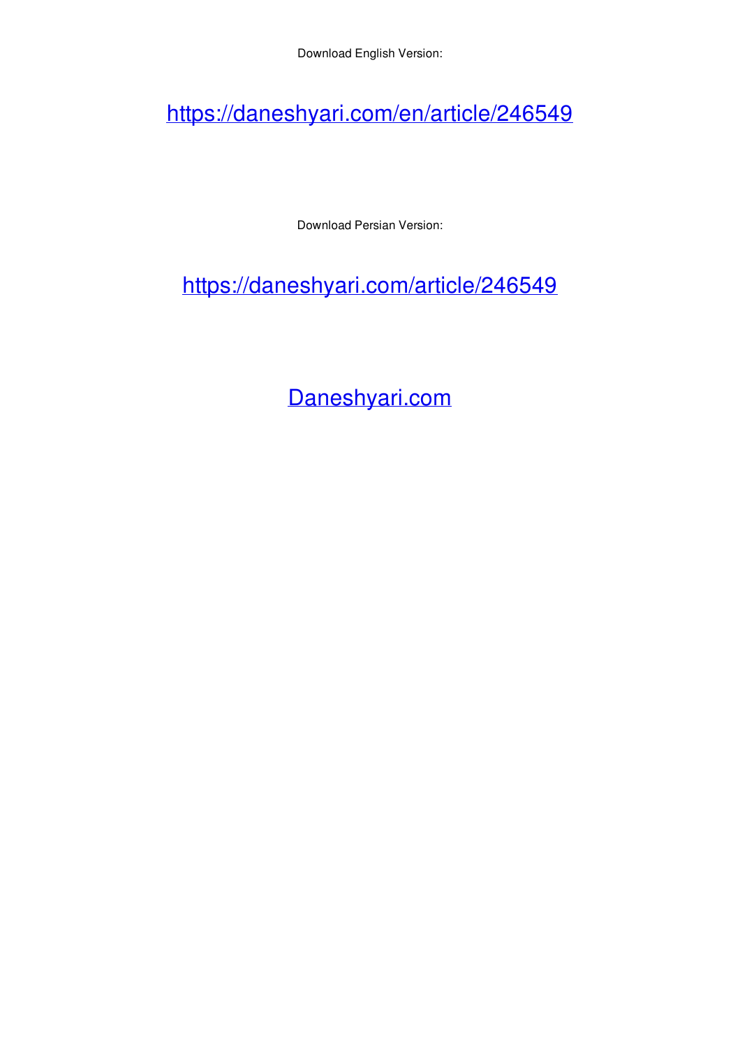Download English Version:

https://daneshyari.com/en/article/246549

Download Persian Version:

https://daneshyari.com/article/246549

Daneshyari.com